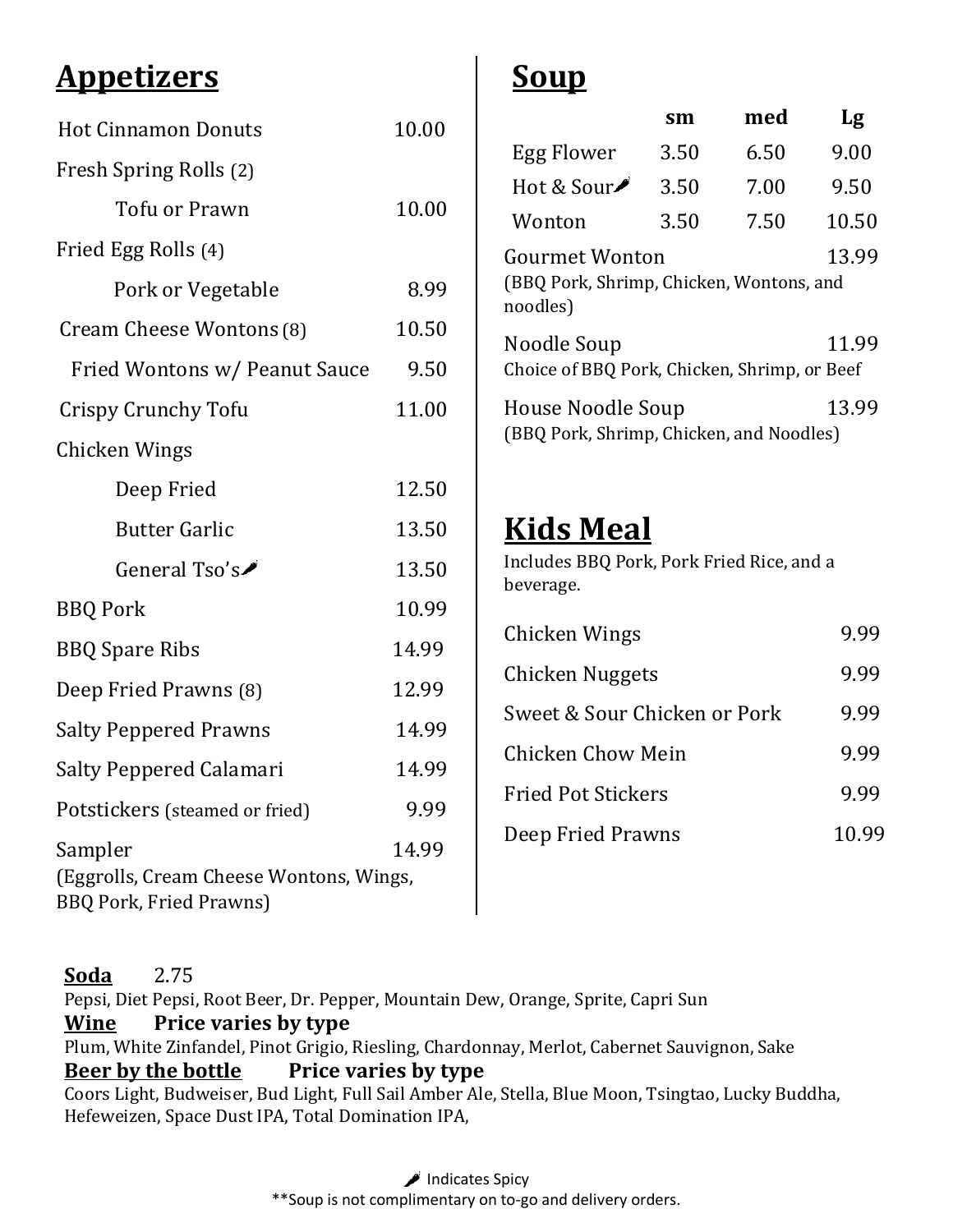## Appetizers

| Item | Price |
|---|---|
| Hot Cinnamon Donuts | 10.00 |
| Fresh Spring Rolls (2) | |
| Tofu or Prawn | 10.00 |
| Fried Egg Rolls (4) | |
| Pork or Vegetable | 8.99 |
| Cream Cheese Wontons (8) | 10.50 |
| Fried Wontons w/ Peanut Sauce | 9.50 |
| Crispy Crunchy Tofu | 11.00 |
| Chicken Wings | |
| Deep Fried | 12.50 |
| Butter Garlic | 13.50 |
| General Tso's 🌶 | 13.50 |
| BBQ Pork | 10.99 |
| BBQ Spare Ribs | 14.99 |
| Deep Fried Prawns (8) | 12.99 |
| Salty Peppered Prawns | 14.99 |
| Salty Peppered Calamari | 14.99 |
| Potstickers (steamed or fried) | 9.99 |
| Sampler (Eggrolls, Cream Cheese Wontons, Wings, BBQ Pork, Fried Prawns) | 14.99 |

## Soup

| | sm | med | Lg |
|---|---|---|---|
| Egg Flower | 3.50 | 6.50 | 9.00 |
| Hot & Sour 🌶 | 3.50 | 7.00 | 9.50 |
| Wonton | 3.50 | 7.50 | 10.50 |

Gourmet Wonton 13.99
(BBQ Pork, Shrimp, Chicken, Wontons, and noodles)

Noodle Soup 11.99
Choice of BBQ Pork, Chicken, Shrimp, or Beef

House Noodle Soup 13.99
(BBQ Pork, Shrimp, Chicken, and Noodles)

## Kids Meal

Includes BBQ Pork, Pork Fried Rice, and a beverage.

| Item | Price |
|---|---|
| Chicken Wings | 9.99 |
| Chicken Nuggets | 9.99 |
| Sweet & Sour Chicken or Pork | 9.99 |
| Chicken Chow Mein | 9.99 |
| Fried Pot Stickers | 9.99 |
| Deep Fried Prawns | 10.99 |

**Soda** 2.75
Pepsi, Diet Pepsi, Root Beer, Dr. Pepper, Mountain Dew, Orange, Sprite, Capri Sun

**Wine** **Price varies by type**
Plum, White Zinfandel, Pinot Grigio, Riesling, Chardonnay, Merlot, Cabernet Sauvignon, Sake

**Beer by the bottle** **Price varies by type**
Coors Light, Budweiser, Bud Light, Full Sail Amber Ale, Stella, Blue Moon, Tsingtao, Lucky Buddha, Hefeweizen, Space Dust IPA, Total Domination IPA,

🌶 Indicates Spicy

**Soup is not complimentary on to-go and delivery orders.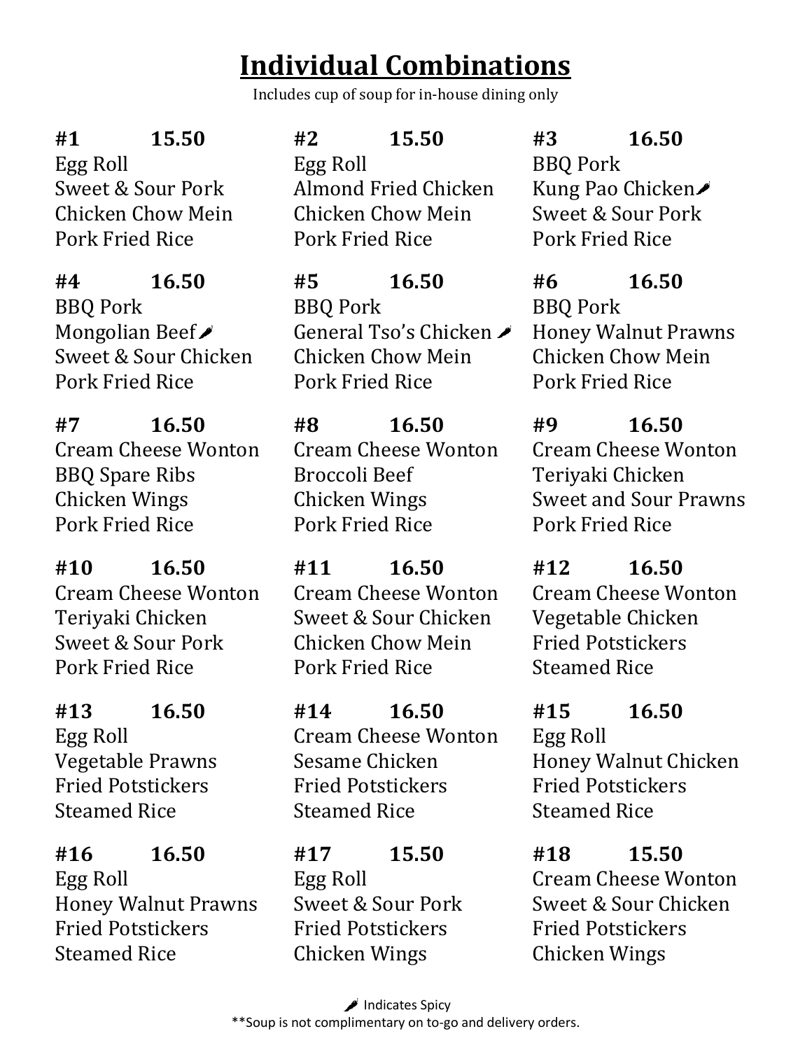# Individual Combinations

Includes cup of soup for in-house dining only

**#1 15.50**
Egg Roll
Sweet & Sour Pork
Chicken Chow Mein
Pork Fried Rice

**#2 15.50**
Egg Roll
Almond Fried Chicken
Chicken Chow Mein
Pork Fried Rice

**#3 16.50**
BBQ Pork
Kung Pao Chicken 🌶
Sweet & Sour Pork
Pork Fried Rice

**#4 16.50**
BBQ Pork
Mongolian Beef 🌶
Sweet & Sour Chicken
Pork Fried Rice

**#5 16.50**
BBQ Pork
General Tso's Chicken 🌶
Chicken Chow Mein
Pork Fried Rice

**#6 16.50**
BBQ Pork
Honey Walnut Prawns
Chicken Chow Mein
Pork Fried Rice

**#7 16.50**
Cream Cheese Wonton
BBQ Spare Ribs
Chicken Wings
Pork Fried Rice

**#8 16.50**
Cream Cheese Wonton
Broccoli Beef
Chicken Wings
Pork Fried Rice

**#9 16.50**
Cream Cheese Wonton
Teriyaki Chicken
Sweet and Sour Prawns
Pork Fried Rice

**#10 16.50**
Cream Cheese Wonton
Teriyaki Chicken
Sweet & Sour Pork
Pork Fried Rice

**#11 16.50**
Cream Cheese Wonton
Sweet & Sour Chicken
Chicken Chow Mein
Pork Fried Rice

**#12 16.50**
Cream Cheese Wonton
Vegetable Chicken
Fried Potstickers
Steamed Rice

**#13 16.50**
Egg Roll
Vegetable Prawns
Fried Potstickers
Steamed Rice

**#14 16.50**
Cream Cheese Wonton
Sesame Chicken
Fried Potstickers
Steamed Rice

**#15 16.50**
Egg Roll
Honey Walnut Chicken
Fried Potstickers
Steamed Rice

**#16 16.50**
Egg Roll
Honey Walnut Prawns
Fried Potstickers
Steamed Rice

**#17 15.50**
Egg Roll
Sweet & Sour Pork
Fried Potstickers
Chicken Wings

**#18 15.50**
Cream Cheese Wonton
Sweet & Sour Chicken
Fried Potstickers
Chicken Wings

🌶 Indicates Spicy

**Soup is not complimentary on to-go and delivery orders.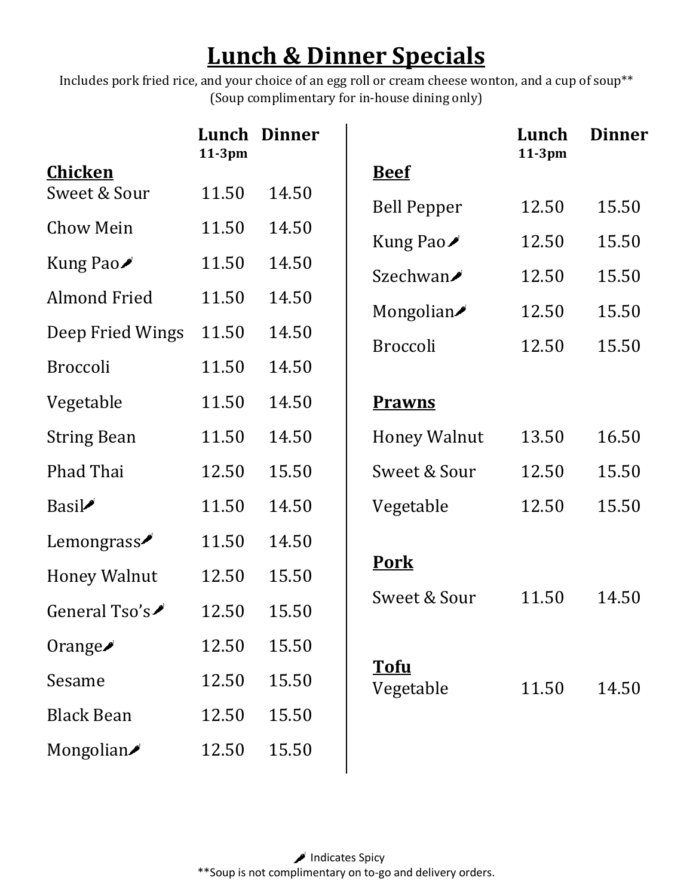# Lunch & Dinner Specials

Includes pork fried rice, and your choice of an egg roll or cream cheese wonton, and a cup of soup**
(Soup complimentary for in-house dining only)

| Chicken | Lunch 11-3pm | Dinner |
| --- | --- | --- |
| Sweet & Sour | 11.50 | 14.50 |
| Chow Mein | 11.50 | 14.50 |
| Kung Pao 🌶 | 11.50 | 14.50 |
| Almond Fried | 11.50 | 14.50 |
| Deep Fried Wings | 11.50 | 14.50 |
| Broccoli | 11.50 | 14.50 |
| Vegetable | 11.50 | 14.50 |
| String Bean | 11.50 | 14.50 |
| Phad Thai | 12.50 | 15.50 |
| Basil 🌶 | 11.50 | 14.50 |
| Lemongrass 🌶 | 11.50 | 14.50 |
| Honey Walnut | 12.50 | 15.50 |
| General Tso's 🌶 | 12.50 | 15.50 |
| Orange 🌶 | 12.50 | 15.50 |
| Sesame | 12.50 | 15.50 |
| Black Bean | 12.50 | 15.50 |
| Mongolian 🌶 | 12.50 | 15.50 |

| Beef | Lunch 11-3pm | Dinner |
| --- | --- | --- |
| Bell Pepper | 12.50 | 15.50 |
| Kung Pao 🌶 | 12.50 | 15.50 |
| Szechwan 🌶 | 12.50 | 15.50 |
| Mongolian 🌶 | 12.50 | 15.50 |
| Broccoli | 12.50 | 15.50 |

| Prawns | Lunch 11-3pm | Dinner |
| --- | --- | --- |
| Honey Walnut | 13.50 | 16.50 |
| Sweet & Sour | 12.50 | 15.50 |
| Vegetable | 12.50 | 15.50 |

| Pork | Lunch 11-3pm | Dinner |
| --- | --- | --- |
| Sweet & Sour | 11.50 | 14.50 |

| Tofu | Lunch 11-3pm | Dinner |
| --- | --- | --- |
| Vegetable | 11.50 | 14.50 |

🌶 Indicates Spicy

**Soup is not complimentary on to-go and delivery orders.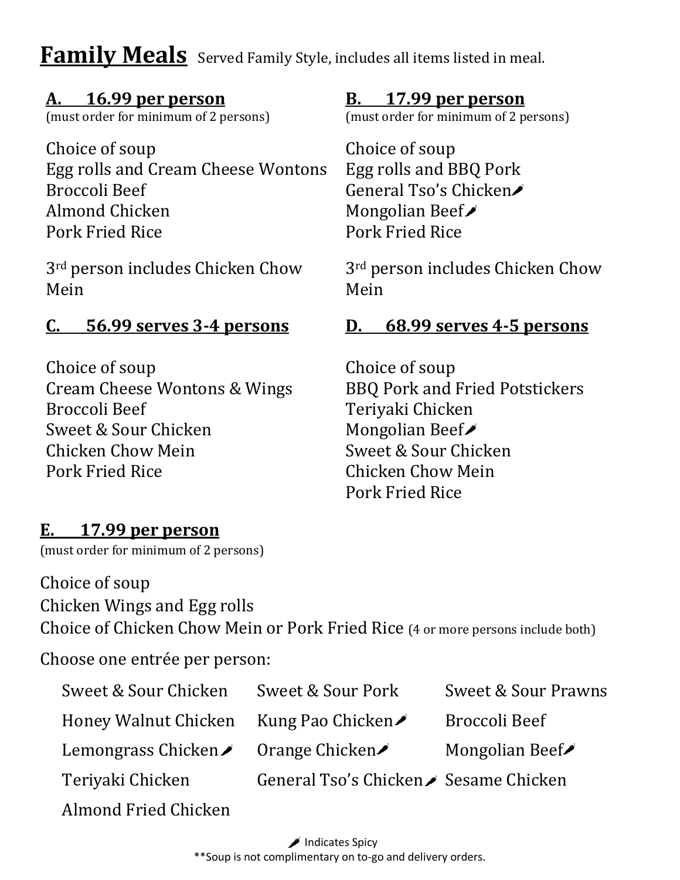# Family Meals

Served Family Style, includes all items listed in meal.

## A. 16.99 per person

(must order for minimum of 2 persons)

Choice of soup
Egg rolls and Cream Cheese Wontons
Broccoli Beef
Almond Chicken
Pork Fried Rice

3rd person includes Chicken Chow Mein

## B. 17.99 per person

(must order for minimum of 2 persons)

Choice of soup
Egg rolls and BBQ Pork
General Tso's Chicken 🌶
Mongolian Beef 🌶
Pork Fried Rice

3rd person includes Chicken Chow Mein

## C. 56.99 serves 3-4 persons

Choice of soup
Cream Cheese Wontons & Wings
Broccoli Beef
Sweet & Sour Chicken
Chicken Chow Mein
Pork Fried Rice

## D. 68.99 serves 4-5 persons

Choice of soup
BBQ Pork and Fried Potstickers
Teriyaki Chicken
Mongolian Beef 🌶
Sweet & Sour Chicken
Chicken Chow Mein
Pork Fried Rice

## E. 17.99 per person

(must order for minimum of 2 persons)

Choice of soup
Chicken Wings and Egg rolls
Choice of Chicken Chow Mein or Pork Fried Rice (4 or more persons include both)

Choose one entrée per person:

- Sweet & Sour Chicken
- Sweet & Sour Pork
- Sweet & Sour Prawns
- Honey Walnut Chicken
- Kung Pao Chicken 🌶
- Broccoli Beef
- Lemongrass Chicken 🌶
- Orange Chicken 🌶
- Mongolian Beef 🌶
- Teriyaki Chicken
- General Tso's Chicken 🌶
- Sesame Chicken
- Almond Fried Chicken

🌶 Indicates Spicy

**Soup is not complimentary on to-go and delivery orders.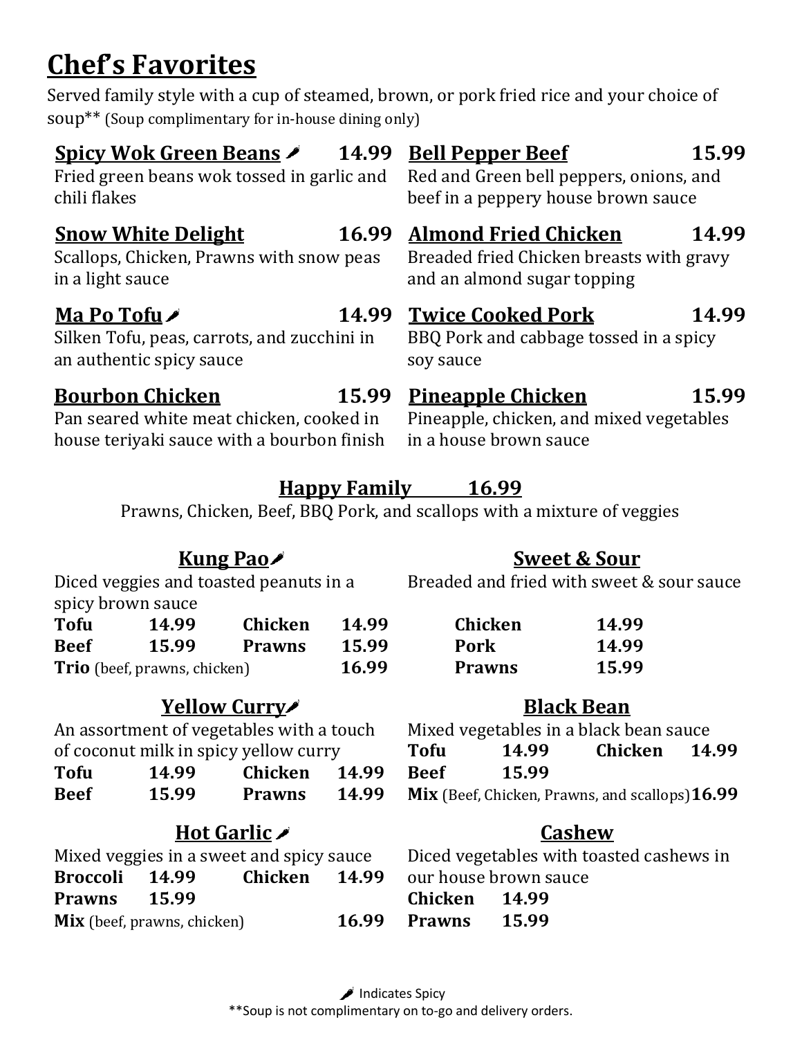# Chef's Favorites

Served family style with a cup of steamed, brown, or pork fried rice and your choice of soup** (Soup complimentary for in-house dining only)

### Spicy Wok Green Beans 🌶 — 14.99
Fried green beans wok tossed in garlic and chili flakes

### Snow White Delight — 16.99
Scallops, Chicken, Prawns with snow peas in a light sauce

### Ma Po Tofu 🌶 — 14.99
Silken Tofu, peas, carrots, and zucchini in an authentic spicy sauce

### Bourbon Chicken — 15.99
Pan seared white meat chicken, cooked in house teriyaki sauce with a bourbon finish

### Bell Pepper Beef — 15.99
Red and Green bell peppers, onions, and beef in a peppery house brown sauce

### Almond Fried Chicken — 14.99
Breaded fried Chicken breasts with gravy and an almond sugar topping

### Twice Cooked Pork — 14.99
BBQ Pork and cabbage tossed in a spicy soy sauce

### Pineapple Chicken — 15.99
Pineapple, chicken, and mixed vegetables in a house brown sauce

### Happy Family — 16.99
Prawns, Chicken, Beef, BBQ Pork, and scallops with a mixture of veggies

### Kung Pao 🌶
Diced veggies and toasted peanuts in a spicy brown sauce

| | | | |
|---|---|---|---|
| **Tofu** | **14.99** | **Chicken** | **14.99** |
| **Beef** | **15.99** | **Prawns** | **15.99** |
| **Trio** (beef, prawns, chicken) | | | **16.99** |

### Yellow Curry 🌶
An assortment of vegetables with a touch of coconut milk in spicy yellow curry

| | | | |
|---|---|---|---|
| **Tofu** | **14.99** | **Chicken** | **14.99** |
| **Beef** | **15.99** | **Prawns** | **14.99** |

### Hot Garlic 🌶
Mixed veggies in a sweet and spicy sauce

| | | | |
|---|---|---|---|
| **Broccoli** | **14.99** | **Chicken** | **14.99** |
| **Prawns** | **15.99** | | |
| **Mix** (beef, prawns, chicken) | | | **16.99** |

### Sweet & Sour
Breaded and fried with sweet & sour sauce

| | |
|---|---|
| **Chicken** | **14.99** |
| **Pork** | **14.99** |
| **Prawns** | **15.99** |

### Black Bean
Mixed vegetables in a black bean sauce

| | | | |
|---|---|---|---|
| **Tofu** | **14.99** | **Chicken** | **14.99** |
| **Beef** | **15.99** | | |
| **Mix** (Beef, Chicken, Prawns, and scallops) | | | **16.99** |

### Cashew
Diced vegetables with toasted cashews in our house brown sauce

| | |
|---|---|
| **Chicken** | **14.99** |
| **Prawns** | **15.99** |

🌶 Indicates Spicy

**Soup is not complimentary on to-go and delivery orders.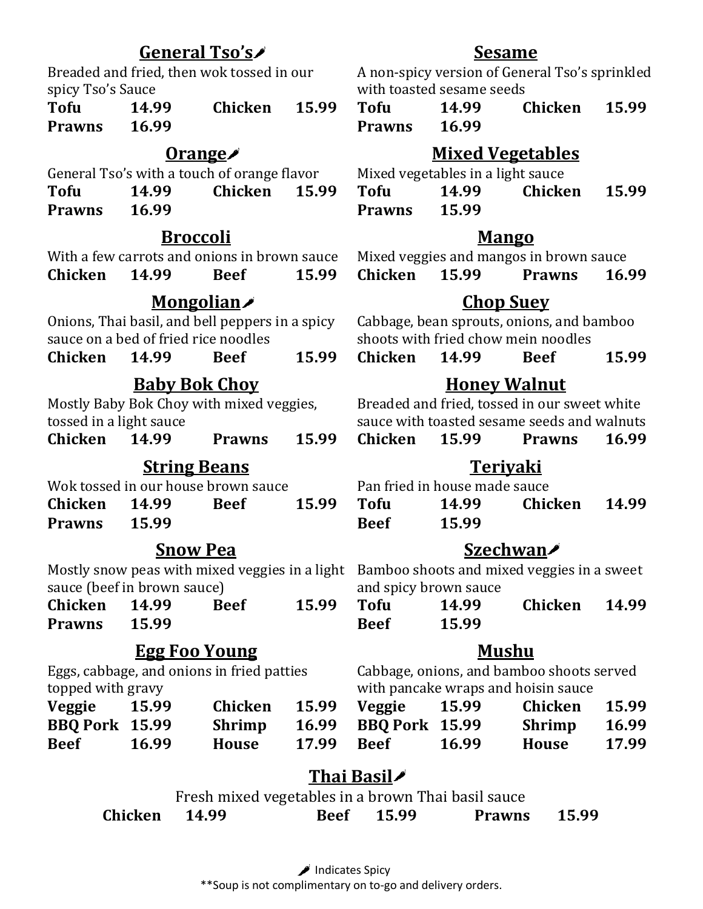## General Tso's 🌶

Breaded and fried, then wok tossed in our spicy Tso's Sauce

**Tofu** 14.99 **Chicken** 15.99
**Prawns** 16.99

## Orange 🌶

General Tso's with a touch of orange flavor

**Tofu** 14.99 **Chicken** 15.99
**Prawns** 16.99

## Broccoli

With a few carrots and onions in brown sauce

**Chicken** 14.99 **Beef** 15.99

## Mongolian 🌶

Onions, Thai basil, and bell peppers in a spicy sauce on a bed of fried rice noodles

**Chicken** 14.99 **Beef** 15.99

## Baby Bok Choy

Mostly Baby Bok Choy with mixed veggies, tossed in a light sauce

**Chicken** 14.99 **Prawns** 15.99

## String Beans

Wok tossed in our house brown sauce

**Chicken** 14.99 **Beef** 15.99
**Prawns** 15.99

## Snow Pea

Mostly snow peas with mixed veggies in a light sauce (beef in brown sauce)

**Chicken** 14.99 **Beef** 15.99
**Prawns** 15.99

## Egg Foo Young

Eggs, cabbage, and onions in fried patties topped with gravy

**Veggie** 15.99 **Chicken** 15.99
**BBQ Pork** 15.99 **Shrimp** 16.99
**Beef** 16.99 **House** 17.99

## Sesame

A non-spicy version of General Tso's sprinkled with toasted sesame seeds

**Tofu** 14.99 **Chicken** 15.99
**Prawns** 16.99

## Mixed Vegetables

Mixed vegetables in a light sauce

**Tofu** 14.99 **Chicken** 15.99
**Prawns** 15.99

## Mango

Mixed veggies and mangos in brown sauce

**Chicken** 15.99 **Prawns** 16.99

## Chop Suey

Cabbage, bean sprouts, onions, and bamboo shoots with fried chow mein noodles

**Chicken** 14.99 **Beef** 15.99

## Honey Walnut

Breaded and fried, tossed in our sweet white sauce with toasted sesame seeds and walnuts

**Chicken** 15.99 **Prawns** 16.99

## Teriyaki

Pan fried in house made sauce

**Tofu** 14.99 **Chicken** 14.99
**Beef** 15.99

## Szechwan 🌶

Bamboo shoots and mixed veggies in a sweet and spicy brown sauce

**Tofu** 14.99 **Chicken** 14.99
**Beef** 15.99

## Mushu

Cabbage, onions, and bamboo shoots served with pancake wraps and hoisin sauce

**Veggie** 15.99 **Chicken** 15.99
**BBQ Pork** 15.99 **Shrimp** 16.99
**Beef** 16.99 **House** 17.99

## Thai Basil 🌶

Fresh mixed vegetables in a brown Thai basil sauce

**Chicken** 14.99 **Beef** 15.99 **Prawns** 15.99

🌶 Indicates Spicy

**Soup is not complimentary on to-go and delivery orders.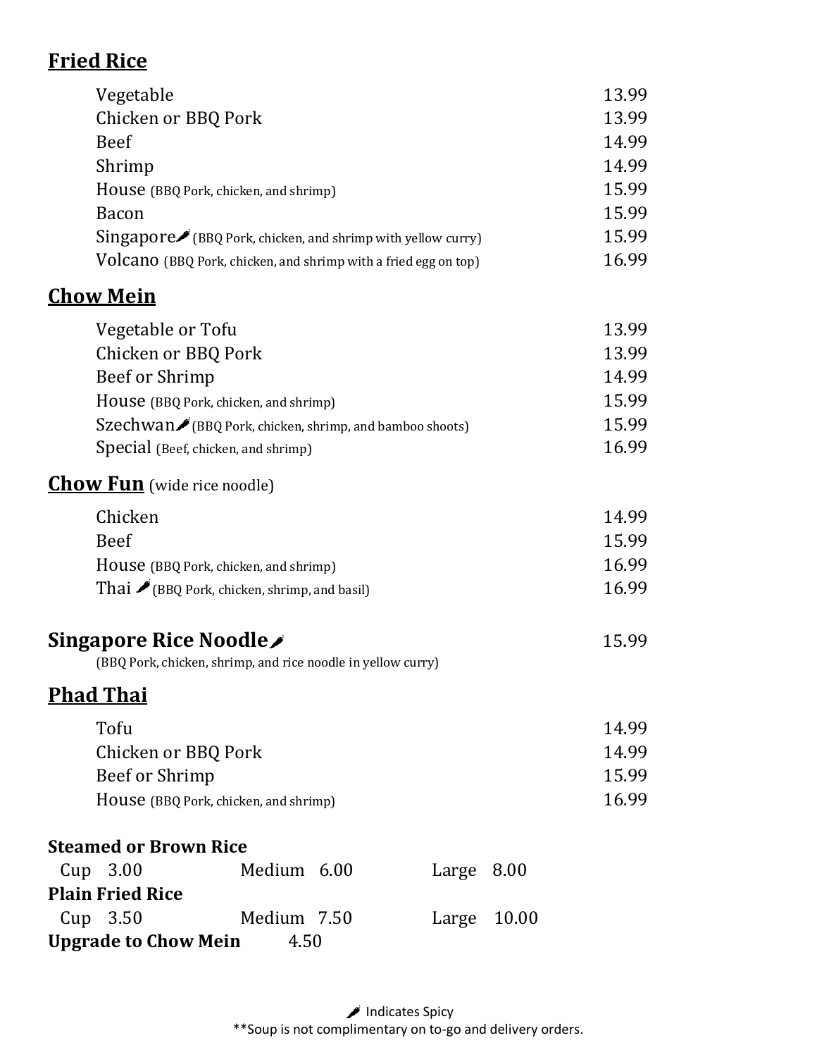## Fried Rice

| | |
|---|---|
| Vegetable | 13.99 |
| Chicken or BBQ Pork | 13.99 |
| Beef | 14.99 |
| Shrimp | 14.99 |
| House (BBQ Pork, chicken, and shrimp) | 15.99 |
| Bacon | 15.99 |
| Singapore 🌶 (BBQ Pork, chicken, and shrimp with yellow curry) | 15.99 |
| Volcano (BBQ Pork, chicken, and shrimp with a fried egg on top) | 16.99 |

## Chow Mein

| | |
|---|---|
| Vegetable or Tofu | 13.99 |
| Chicken or BBQ Pork | 13.99 |
| Beef or Shrimp | 14.99 |
| House (BBQ Pork, chicken, and shrimp) | 15.99 |
| Szechwan 🌶 (BBQ Pork, chicken, shrimp, and bamboo shoots) | 15.99 |
| Special (Beef, chicken, and shrimp) | 16.99 |

## Chow Fun (wide rice noodle)

| | |
|---|---|
| Chicken | 14.99 |
| Beef | 15.99 |
| House (BBQ Pork, chicken, and shrimp) | 16.99 |
| Thai 🌶 (BBQ Pork, chicken, shrimp, and basil) | 16.99 |

## Singapore Rice Noodle 🌶 15.99

(BBQ Pork, chicken, shrimp, and rice noodle in yellow curry)

## Phad Thai

| | |
|---|---|
| Tofu | 14.99 |
| Chicken or BBQ Pork | 14.99 |
| Beef or Shrimp | 15.99 |
| House (BBQ Pork, chicken, and shrimp) | 16.99 |

**Steamed or Brown Rice**

Cup 3.00 Medium 6.00 Large 8.00

**Plain Fried Rice**

Cup 3.50 Medium 7.50 Large 10.00

**Upgrade to Chow Mein** 4.50

🌶 Indicates Spicy

**Soup is not complimentary on to-go and delivery orders.